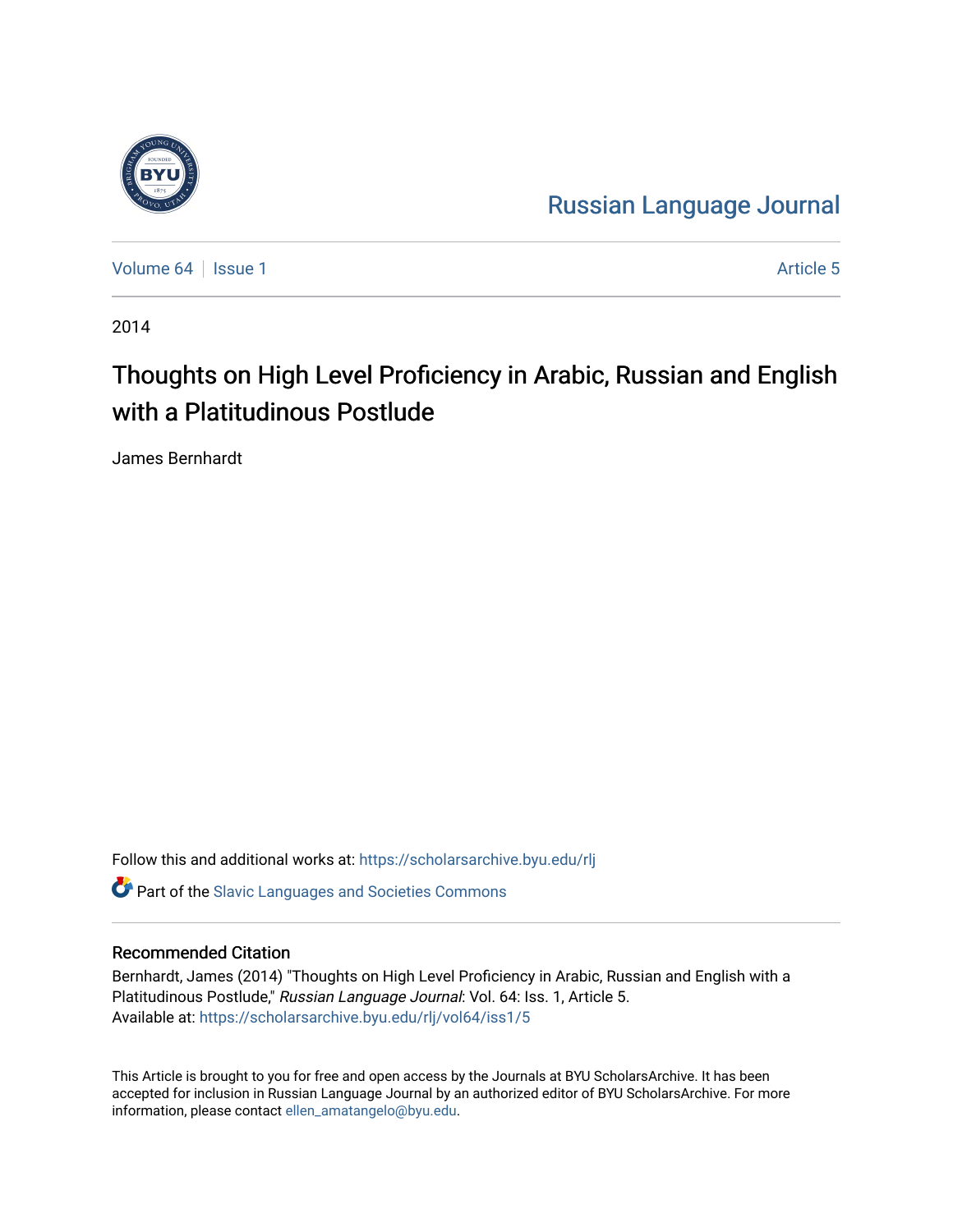Russian Language Journal

Volume 64 | Issue 1 | Article 5

2014

# Thoughts on High Level Proficiency in Arabic, Russian and English with a Platitudinous Postlude

James Bernhardt

Follow this and additional works at: https://scholarsarchive.byu.edu/rlj

Part of the Slavic Languages and Societies Commons

## Recommended Citation

Bernhardt, James (2014) "Thoughts on High Level Proficiency in Arabic, Russian and English with a Platitudinous Postlude," *Russian Language Journal*: Vol. 64: Iss. 1, Article 5.
Available at: https://scholarsarchive.byu.edu/rlj/vol64/iss1/5

This Article is brought to you for free and open access by the Journals at BYU ScholarsArchive. It has been accepted for inclusion in Russian Language Journal by an authorized editor of BYU ScholarsArchive. For more information, please contact ellen_amatangelo@byu.edu.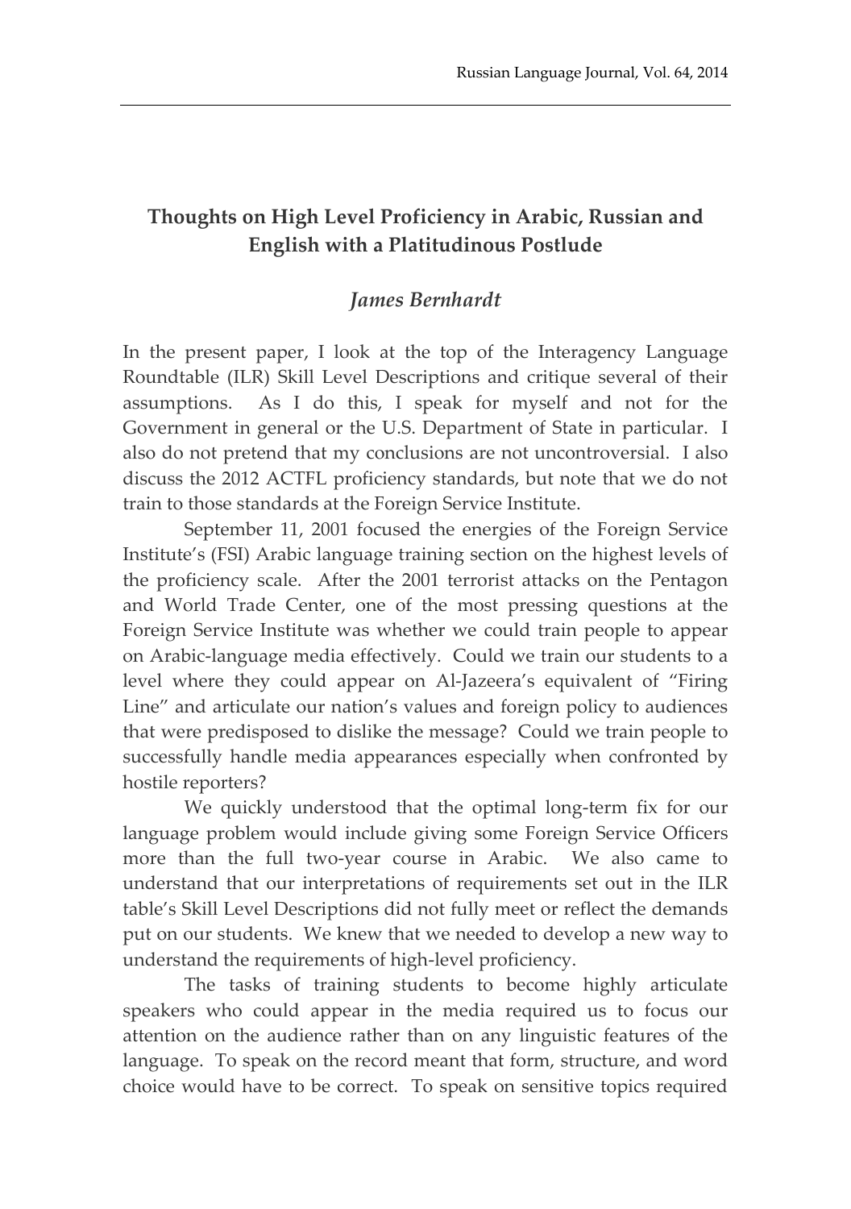# Thoughts on High Level Proficiency in Arabic, Russian and English with a Platitudinous Postlude

*James Bernhardt*

In the present paper, I look at the top of the Interagency Language Roundtable (ILR) Skill Level Descriptions and critique several of their assumptions. As I do this, I speak for myself and not for the Government in general or the U.S. Department of State in particular. I also do not pretend that my conclusions are not uncontroversial. I also discuss the 2012 ACTFL proficiency standards, but note that we do not train to those standards at the Foreign Service Institute.

September 11, 2001 focused the energies of the Foreign Service Institute's (FSI) Arabic language training section on the highest levels of the proficiency scale. After the 2001 terrorist attacks on the Pentagon and World Trade Center, one of the most pressing questions at the Foreign Service Institute was whether we could train people to appear on Arabic-language media effectively. Could we train our students to a level where they could appear on Al-Jazeera's equivalent of "Firing Line" and articulate our nation's values and foreign policy to audiences that were predisposed to dislike the message? Could we train people to successfully handle media appearances especially when confronted by hostile reporters?

We quickly understood that the optimal long-term fix for our language problem would include giving some Foreign Service Officers more than the full two-year course in Arabic. We also came to understand that our interpretations of requirements set out in the ILR table's Skill Level Descriptions did not fully meet or reflect the demands put on our students. We knew that we needed to develop a new way to understand the requirements of high-level proficiency.

The tasks of training students to become highly articulate speakers who could appear in the media required us to focus our attention on the audience rather than on any linguistic features of the language. To speak on the record meant that form, structure, and word choice would have to be correct. To speak on sensitive topics required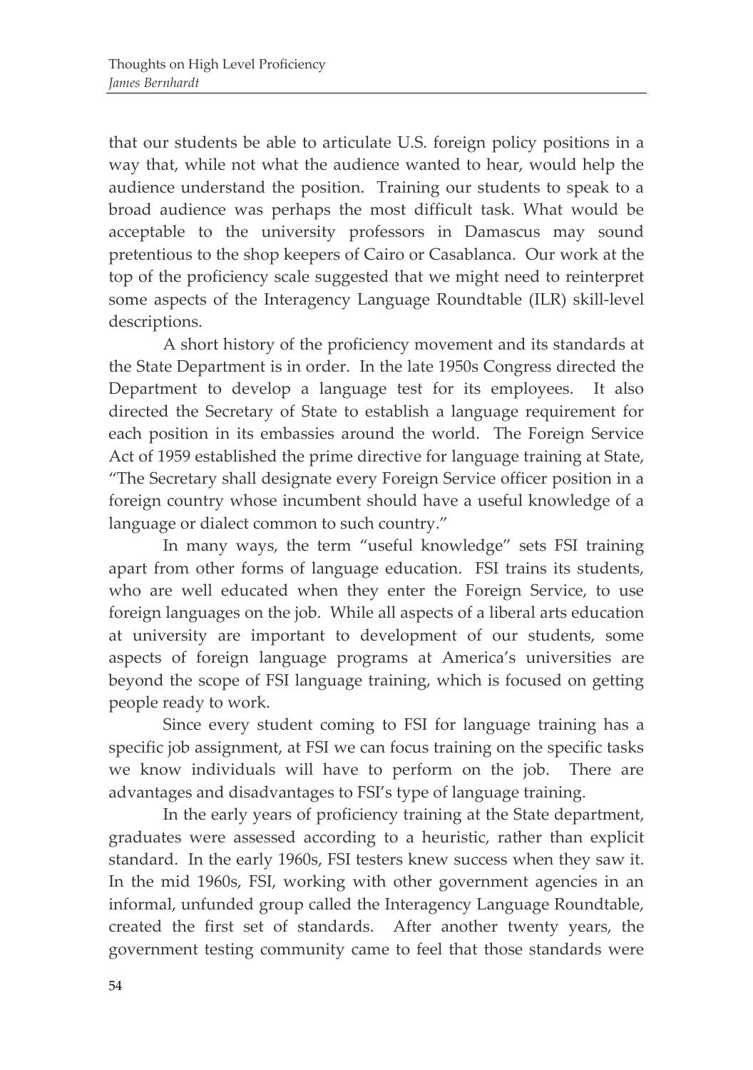that our students be able to articulate U.S. foreign policy positions in a way that, while not what the audience wanted to hear, would help the audience understand the position. Training our students to speak to a broad audience was perhaps the most difficult task. What would be acceptable to the university professors in Damascus may sound pretentious to the shop keepers of Cairo or Casablanca. Our work at the top of the proficiency scale suggested that we might need to reinterpret some aspects of the Interagency Language Roundtable (ILR) skill-level descriptions.

A short history of the proficiency movement and its standards at the State Department is in order. In the late 1950s Congress directed the Department to develop a language test for its employees. It also directed the Secretary of State to establish a language requirement for each position in its embassies around the world. The Foreign Service Act of 1959 established the prime directive for language training at State, "The Secretary shall designate every Foreign Service officer position in a foreign country whose incumbent should have a useful knowledge of a language or dialect common to such country."

In many ways, the term "useful knowledge" sets FSI training apart from other forms of language education. FSI trains its students, who are well educated when they enter the Foreign Service, to use foreign languages on the job. While all aspects of a liberal arts education at university are important to development of our students, some aspects of foreign language programs at America's universities are beyond the scope of FSI language training, which is focused on getting people ready to work.

Since every student coming to FSI for language training has a specific job assignment, at FSI we can focus training on the specific tasks we know individuals will have to perform on the job. There are advantages and disadvantages to FSI's type of language training.

In the early years of proficiency training at the State department, graduates were assessed according to a heuristic, rather than explicit standard. In the early 1960s, FSI testers knew success when they saw it. In the mid 1960s, FSI, working with other government agencies in an informal, unfunded group called the Interagency Language Roundtable, created the first set of standards. After another twenty years, the government testing community came to feel that those standards were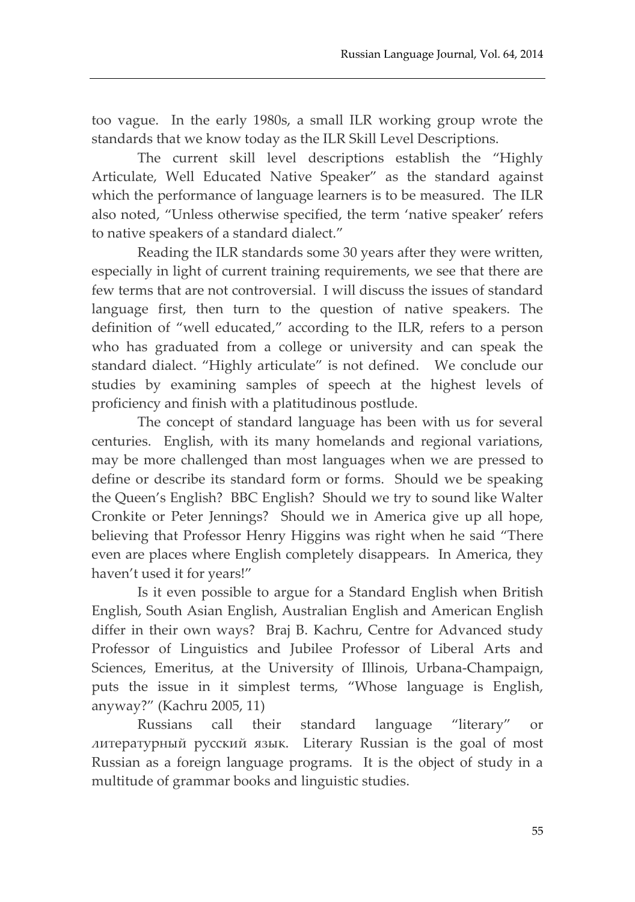too vague. In the early 1980s, a small ILR working group wrote the standards that we know today as the ILR Skill Level Descriptions.

The current skill level descriptions establish the "Highly Articulate, Well Educated Native Speaker" as the standard against which the performance of language learners is to be measured. The ILR also noted, "Unless otherwise specified, the term 'native speaker' refers to native speakers of a standard dialect."

Reading the ILR standards some 30 years after they were written, especially in light of current training requirements, we see that there are few terms that are not controversial. I will discuss the issues of standard language first, then turn to the question of native speakers. The definition of "well educated," according to the ILR, refers to a person who has graduated from a college or university and can speak the standard dialect. "Highly articulate" is not defined. We conclude our studies by examining samples of speech at the highest levels of proficiency and finish with a platitudinous postlude.

The concept of standard language has been with us for several centuries. English, with its many homelands and regional variations, may be more challenged than most languages when we are pressed to define or describe its standard form or forms. Should we be speaking the Queen's English? BBC English? Should we try to sound like Walter Cronkite or Peter Jennings? Should we in America give up all hope, believing that Professor Henry Higgins was right when he said "There even are places where English completely disappears. In America, they haven't used it for years!"

Is it even possible to argue for a Standard English when British English, South Asian English, Australian English and American English differ in their own ways? Braj B. Kachru, Centre for Advanced study Professor of Linguistics and Jubilee Professor of Liberal Arts and Sciences, Emeritus, at the University of Illinois, Urbana-Champaign, puts the issue in it simplest terms, "Whose language is English, anyway?" (Kachru 2005, 11)

Russians call their standard language "literary" or *литературный русский язык*. Literary Russian is the goal of most Russian as a foreign language programs. It is the object of study in a multitude of grammar books and linguistic studies.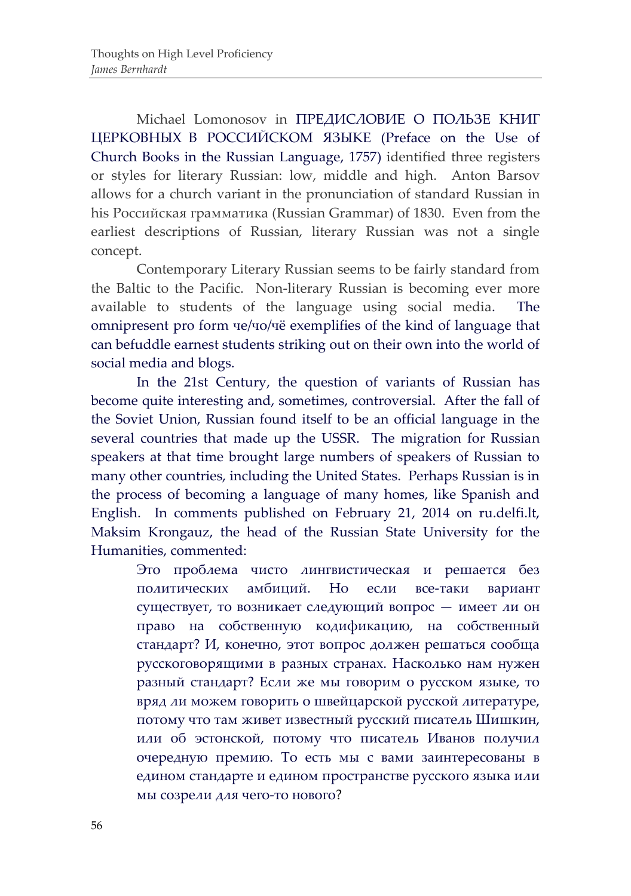Michael Lomonosov in ПРЕДИСЛОВИЕ О ПОЛЬЗЕ КНИГ ЦЕРКОВНЫХ В РОССИЙСКОМ ЯЗЫКЕ (Preface on the Use of Church Books in the Russian Language, 1757) identified three registers or styles for literary Russian: low, middle and high. Anton Barsov allows for a church variant in the pronunciation of standard Russian in his Российская грамматика (Russian Grammar) of 1830. Even from the earliest descriptions of Russian, literary Russian was not a single concept.

Contemporary Literary Russian seems to be fairly standard from the Baltic to the Pacific. Non-literary Russian is becoming ever more available to students of the language using social media. The omnipresent pro form че/чо/чё exemplifies of the kind of language that can befuddle earnest students striking out on their own into the world of social media and blogs.

In the 21st Century, the question of variants of Russian has become quite interesting and, sometimes, controversial. After the fall of the Soviet Union, Russian found itself to be an official language in the several countries that made up the USSR. The migration for Russian speakers at that time brought large numbers of speakers of Russian to many other countries, including the United States. Perhaps Russian is in the process of becoming a language of many homes, like Spanish and English. In comments published on February 21, 2014 on ru.delfi.lt, Maksim Krongauz, the head of the Russian State University for the Humanities, commented:

> Это проблема чисто лингвистическая и решается без политических амбиций. Но если все-таки вариант существует, то возникает следующий вопрос — имеет ли он право на собственную кодификацию, на собственный стандарт? И, конечно, этот вопрос должен решаться сообща русскоговорящими в разных странах. Насколько нам нужен разный стандарт? Если же мы говорим о русском языке, то вряд ли можем говорить о швейцарской русской литературе, потому что там живет известный русский писатель Шишкин, или об эстонской, потому что писатель Иванов получил очередную премию. То есть мы с вами заинтересованы в едином стандарте и едином пространстве русского языка или мы созрели для чего-то нового?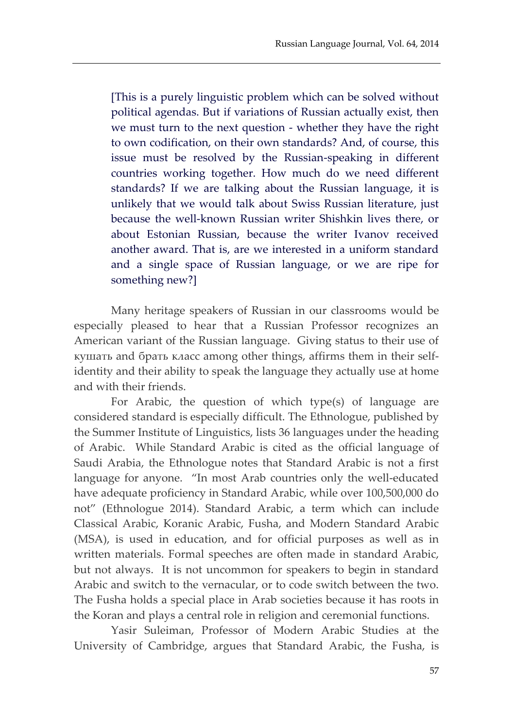> [This is a purely linguistic problem which can be solved without political agendas. But if variations of Russian actually exist, then we must turn to the next question - whether they have the right to own codification, on their own standards? And, of course, this issue must be resolved by the Russian-speaking in different countries working together. How much do we need different standards? If we are talking about the Russian language, it is unlikely that we would talk about Swiss Russian literature, just because the well-known Russian writer Shishkin lives there, or about Estonian Russian, because the writer Ivanov received another award. That is, are we interested in a uniform standard and a single space of Russian language, or we are ripe for something new?]

Many heritage speakers of Russian in our classrooms would be especially pleased to hear that a Russian Professor recognizes an American variant of the Russian language. Giving status to their use of кушать and брать класс among other things, affirms them in their self-identity and their ability to speak the language they actually use at home and with their friends.

For Arabic, the question of which type(s) of language are considered standard is especially difficult. The Ethnologue, published by the Summer Institute of Linguistics, lists 36 languages under the heading of Arabic. While Standard Arabic is cited as the official language of Saudi Arabia, the Ethnologue notes that Standard Arabic is not a first language for anyone. "In most Arab countries only the well-educated have adequate proficiency in Standard Arabic, while over 100,500,000 do not" (Ethnologue 2014). Standard Arabic, a term which can include Classical Arabic, Koranic Arabic, Fusha, and Modern Standard Arabic (MSA), is used in education, and for official purposes as well as in written materials. Formal speeches are often made in standard Arabic, but not always. It is not uncommon for speakers to begin in standard Arabic and switch to the vernacular, or to code switch between the two. The Fusha holds a special place in Arab societies because it has roots in the Koran and plays a central role in religion and ceremonial functions.

Yasir Suleiman, Professor of Modern Arabic Studies at the University of Cambridge, argues that Standard Arabic, the Fusha, is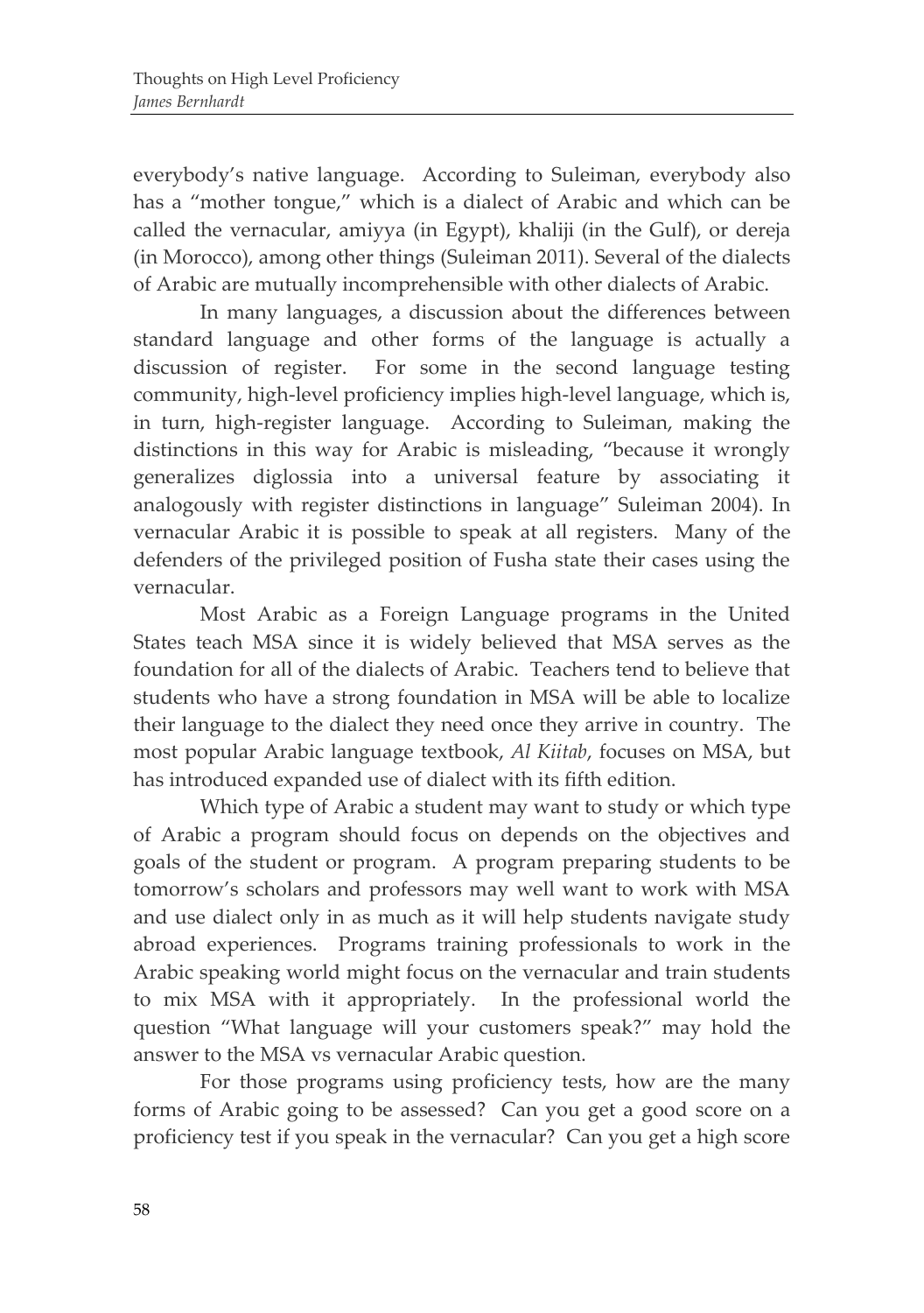everybody's native language. According to Suleiman, everybody also has a "mother tongue," which is a dialect of Arabic and which can be called the vernacular, amiyya (in Egypt), khaliji (in the Gulf), or dereja (in Morocco), among other things (Suleiman 2011). Several of the dialects of Arabic are mutually incomprehensible with other dialects of Arabic.

In many languages, a discussion about the differences between standard language and other forms of the language is actually a discussion of register. For some in the second language testing community, high-level proficiency implies high-level language, which is, in turn, high-register language. According to Suleiman, making the distinctions in this way for Arabic is misleading, "because it wrongly generalizes diglossia into a universal feature by associating it analogously with register distinctions in language" Suleiman 2004). In vernacular Arabic it is possible to speak at all registers. Many of the defenders of the privileged position of Fusha state their cases using the vernacular.

Most Arabic as a Foreign Language programs in the United States teach MSA since it is widely believed that MSA serves as the foundation for all of the dialects of Arabic. Teachers tend to believe that students who have a strong foundation in MSA will be able to localize their language to the dialect they need once they arrive in country. The most popular Arabic language textbook, *Al Kiitab*, focuses on MSA, but has introduced expanded use of dialect with its fifth edition.

Which type of Arabic a student may want to study or which type of Arabic a program should focus on depends on the objectives and goals of the student or program. A program preparing students to be tomorrow's scholars and professors may well want to work with MSA and use dialect only in as much as it will help students navigate study abroad experiences. Programs training professionals to work in the Arabic speaking world might focus on the vernacular and train students to mix MSA with it appropriately. In the professional world the question "What language will your customers speak?" may hold the answer to the MSA vs vernacular Arabic question.

For those programs using proficiency tests, how are the many forms of Arabic going to be assessed? Can you get a good score on a proficiency test if you speak in the vernacular? Can you get a high score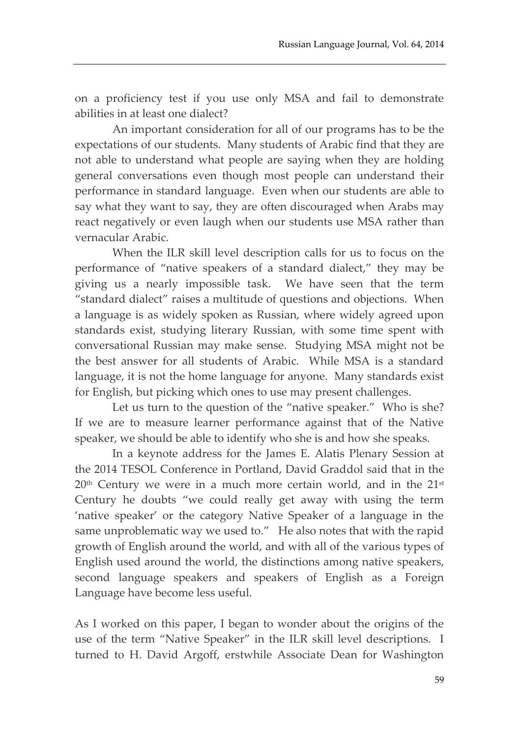on a proficiency test if you use only MSA and fail to demonstrate abilities in at least one dialect?

An important consideration for all of our programs has to be the expectations of our students. Many students of Arabic find that they are not able to understand what people are saying when they are holding general conversations even though most people can understand their performance in standard language. Even when our students are able to say what they want to say, they are often discouraged when Arabs may react negatively or even laugh when our students use MSA rather than vernacular Arabic.

When the ILR skill level description calls for us to focus on the performance of "native speakers of a standard dialect," they may be giving us a nearly impossible task. We have seen that the term "standard dialect" raises a multitude of questions and objections. When a language is as widely spoken as Russian, where widely agreed upon standards exist, studying literary Russian, with some time spent with conversational Russian may make sense. Studying MSA might not be the best answer for all students of Arabic. While MSA is a standard language, it is not the home language for anyone. Many standards exist for English, but picking which ones to use may present challenges.

Let us turn to the question of the "native speaker." Who is she? If we are to measure learner performance against that of the Native speaker, we should be able to identify who she is and how she speaks.

In a keynote address for the James E. Alatis Plenary Session at the 2014 TESOL Conference in Portland, David Graddol said that in the 20th Century we were in a much more certain world, and in the 21st Century he doubts "we could really get away with using the term 'native speaker' or the category Native Speaker of a language in the same unproblematic way we used to." He also notes that with the rapid growth of English around the world, and with all of the various types of English used around the world, the distinctions among native speakers, second language speakers and speakers of English as a Foreign Language have become less useful.

As I worked on this paper, I began to wonder about the origins of the use of the term "Native Speaker" in the ILR skill level descriptions. I turned to H. David Argoff, erstwhile Associate Dean for Washington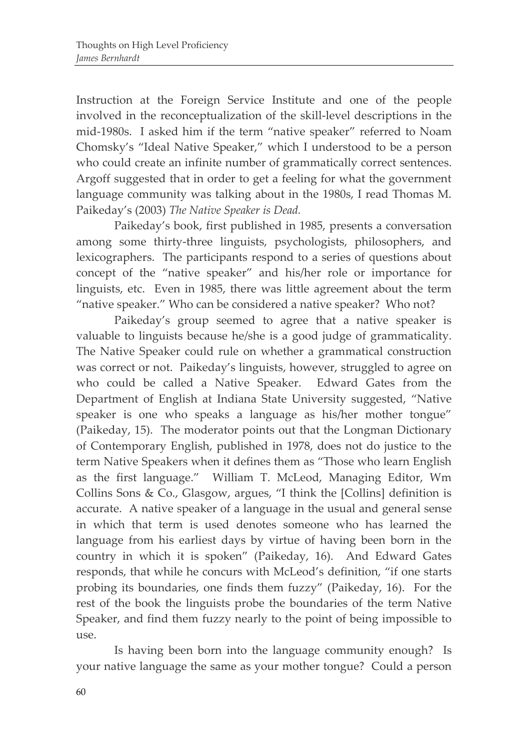Instruction at the Foreign Service Institute and one of the people involved in the reconceptualization of the skill-level descriptions in the mid-1980s. I asked him if the term "native speaker" referred to Noam Chomsky's "Ideal Native Speaker," which I understood to be a person who could create an infinite number of grammatically correct sentences. Argoff suggested that in order to get a feeling for what the government language community was talking about in the 1980s, I read Thomas M. Paikeday's (2003) *The Native Speaker is Dead.*

Paikeday's book, first published in 1985, presents a conversation among some thirty-three linguists, psychologists, philosophers, and lexicographers. The participants respond to a series of questions about concept of the "native speaker" and his/her role or importance for linguists, etc. Even in 1985, there was little agreement about the term "native speaker." Who can be considered a native speaker? Who not?

Paikeday's group seemed to agree that a native speaker is valuable to linguists because he/she is a good judge of grammaticality. The Native Speaker could rule on whether a grammatical construction was correct or not. Paikeday's linguists, however, struggled to agree on who could be called a Native Speaker. Edward Gates from the Department of English at Indiana State University suggested, "Native speaker is one who speaks a language as his/her mother tongue" (Paikeday, 15). The moderator points out that the Longman Dictionary of Contemporary English, published in 1978, does not do justice to the term Native Speakers when it defines them as "Those who learn English as the first language." William T. McLeod, Managing Editor, Wm Collins Sons & Co., Glasgow, argues, "I think the [Collins] definition is accurate. A native speaker of a language in the usual and general sense in which that term is used denotes someone who has learned the language from his earliest days by virtue of having been born in the country in which it is spoken" (Paikeday, 16). And Edward Gates responds, that while he concurs with McLeod's definition, "if one starts probing its boundaries, one finds them fuzzy" (Paikeday, 16). For the rest of the book the linguists probe the boundaries of the term Native Speaker, and find them fuzzy nearly to the point of being impossible to use.

Is having been born into the language community enough? Is your native language the same as your mother tongue? Could a person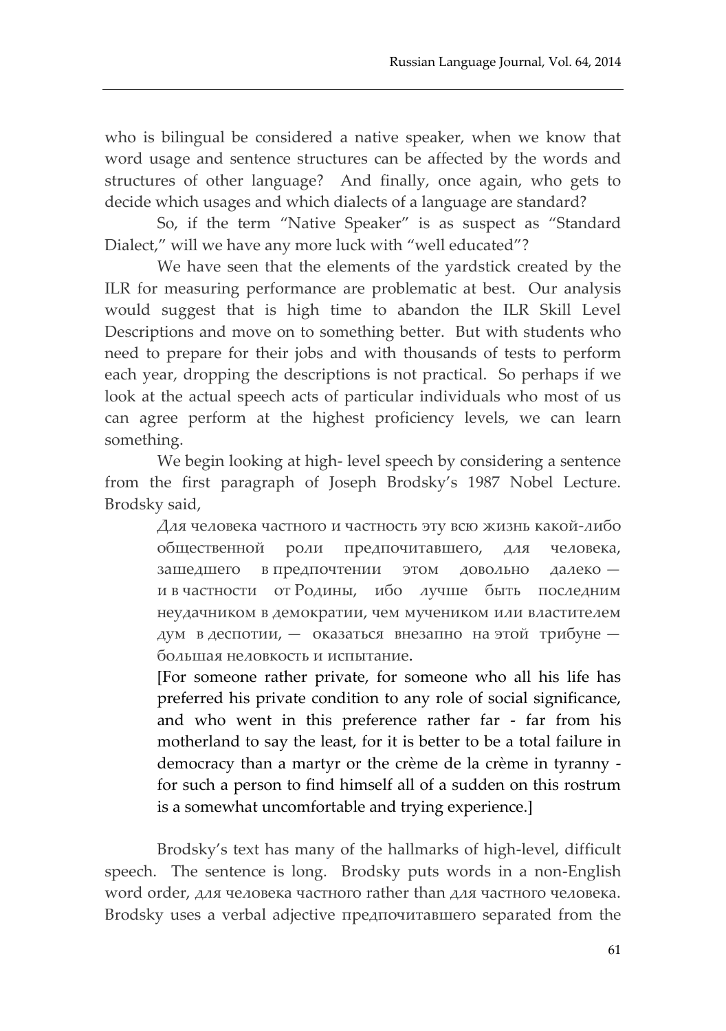who is bilingual be considered a native speaker, when we know that word usage and sentence structures can be affected by the words and structures of other language? And finally, once again, who gets to decide which usages and which dialects of a language are standard?

So, if the term "Native Speaker" is as suspect as "Standard Dialect," will we have any more luck with "well educated"?

We have seen that the elements of the yardstick created by the ILR for measuring performance are problematic at best. Our analysis would suggest that is high time to abandon the ILR Skill Level Descriptions and move on to something better. But with students who need to prepare for their jobs and with thousands of tests to perform each year, dropping the descriptions is not practical. So perhaps if we look at the actual speech acts of particular individuals who most of us can agree perform at the highest proficiency levels, we can learn something.

We begin looking at high- level speech by considering a sentence from the first paragraph of Joseph Brodsky's 1987 Nobel Lecture. Brodsky said,

> Для человека частного и частность эту всю жизнь какой-либо общественной роли предпочитавшего, для человека, зашедшего в предпочтении этом довольно далеко — и в частности от Родины, ибо лучше быть последним неудачником в демократии, чем мучеником или властителем дум в деспотии, — оказаться внезапно на этой трибуне — большая неловкость и испытание.
>
> [For someone rather private, for someone who all his life has preferred his private condition to any role of social significance, and who went in this preference rather far - far from his motherland to say the least, for it is better to be a total failure in democracy than a martyr or the crème de la crème in tyranny - for such a person to find himself all of a sudden on this rostrum is a somewhat uncomfortable and trying experience.]

Brodsky's text has many of the hallmarks of high-level, difficult speech. The sentence is long. Brodsky puts words in a non-English word order, для человека частного rather than для частного человека. Brodsky uses a verbal adjective предпочитавшего separated from the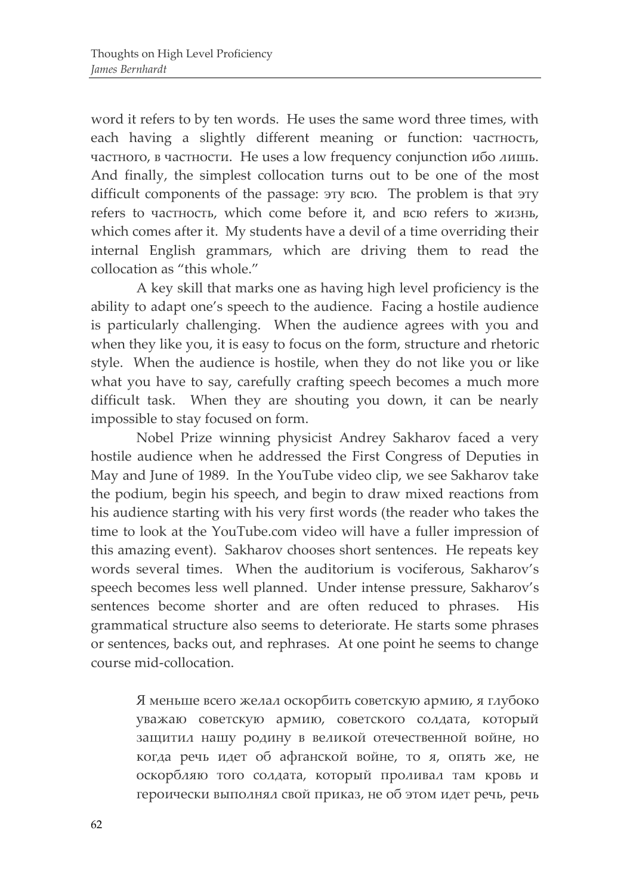word it refers to by ten words. He uses the same word three times, with each having a slightly different meaning or function: частность, частного, в частности. He uses a low frequency conjunction ибо лишь. And finally, the simplest collocation turns out to be one of the most difficult components of the passage: эту всю. The problem is that эту refers to частность, which come before it, and всю refers to жизнь, which comes after it. My students have a devil of a time overriding their internal English grammars, which are driving them to read the collocation as "this whole."

A key skill that marks one as having high level proficiency is the ability to adapt one's speech to the audience. Facing a hostile audience is particularly challenging. When the audience agrees with you and when they like you, it is easy to focus on the form, structure and rhetoric style. When the audience is hostile, when they do not like you or like what you have to say, carefully crafting speech becomes a much more difficult task. When they are shouting you down, it can be nearly impossible to stay focused on form.

Nobel Prize winning physicist Andrey Sakharov faced a very hostile audience when he addressed the First Congress of Deputies in May and June of 1989. In the YouTube video clip, we see Sakharov take the podium, begin his speech, and begin to draw mixed reactions from his audience starting with his very first words (the reader who takes the time to look at the YouTube.com video will have a fuller impression of this amazing event). Sakharov chooses short sentences. He repeats key words several times. When the auditorium is vociferous, Sakharov's speech becomes less well planned. Under intense pressure, Sakharov's sentences become shorter and are often reduced to phrases. His grammatical structure also seems to deteriorate. He starts some phrases or sentences, backs out, and rephrases. At one point he seems to change course mid-collocation.

> Я меньше всего желал оскорбить советскую армию, я глубоко уважаю советскую армию, советского солдата, который защитил нашу родину в великой отечественной войне, но когда речь идет об афганской войне, то я, опять же, не оскорбляю того солдата, который проливал там кровь и героически выполнял свой приказ, не об этом идет речь, речь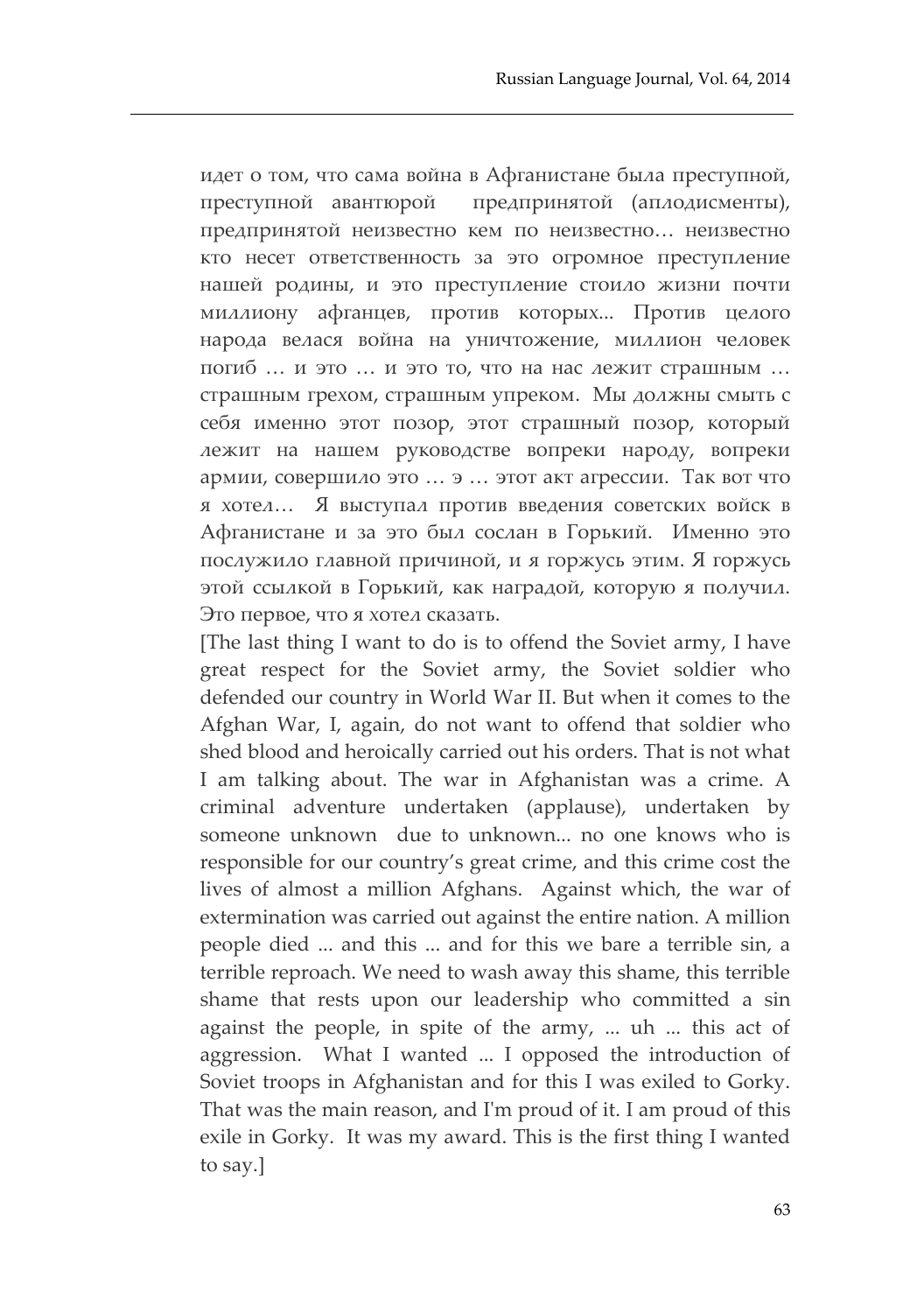идет о том, что сама война в Афганистане была преступной, преступной авантюрой  предпринятой (аплодисменты), предпринятой неизвестно кем по неизвестно… неизвестно кто несет ответственность за это огромное преступление нашей родины, и это преступление стоило жизни почти миллиону афганцев, против которых... Против целого народа велася война на уничтожение, миллион человек погиб … и это … и это то, что на нас лежит страшным … страшным грехом, страшным упреком.  Мы должны смыть с себя именно этот позор, этот страшный позор, который лежит на нашем руководстве вопреки народу, вопреки армии, совершило это … э … этот акт агрессии.  Так вот что я хотел…  Я выступал против введения советских войск в Афганистане и за это был сослан в Горький.  Именно это послужило главной причиной, и я горжусь этим. Я горжусь этой ссылкой в Горький, как наградой, которую я получил. Это первое, что я хотел сказать.

[The last thing I want to do is to offend the Soviet army, I have great respect for the Soviet army, the Soviet soldier who defended our country in World War II. But when it comes to the Afghan War, I, again, do not want to offend that soldier who shed blood and heroically carried out his orders. That is not what I am talking about. The war in Afghanistan was a crime. A criminal adventure undertaken (applause), undertaken by someone unknown  due to unknown... no one knows who is responsible for our country's great crime, and this crime cost the lives of almost a million Afghans.  Against which, the war of extermination was carried out against the entire nation. A million people died ... and this ... and for this we bare a terrible sin, a terrible reproach. We need to wash away this shame, this terrible shame that rests upon our leadership who committed a sin against the people, in spite of the army, ... uh ... this act of aggression.  What I wanted ... I opposed the introduction of Soviet troops in Afghanistan and for this I was exiled to Gorky. That was the main reason, and I'm proud of it. I am proud of this exile in Gorky.  It was my award. This is the first thing I wanted to say.]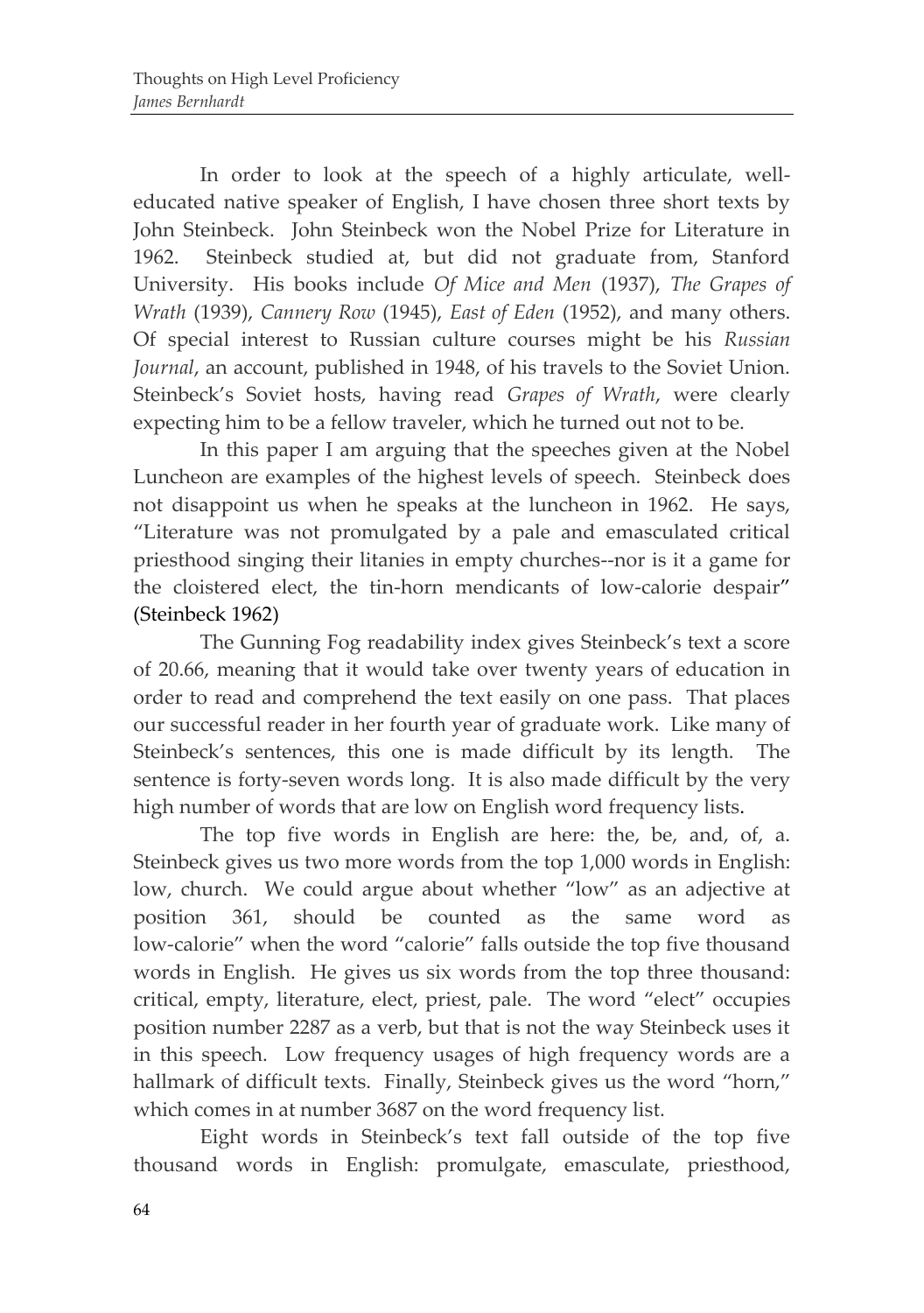In order to look at the speech of a highly articulate, well-educated native speaker of English, I have chosen three short texts by John Steinbeck. John Steinbeck won the Nobel Prize for Literature in 1962. Steinbeck studied at, but did not graduate from, Stanford University. His books include *Of Mice and Men* (1937), *The Grapes of Wrath* (1939), *Cannery Row* (1945), *East of Eden* (1952), and many others. Of special interest to Russian culture courses might be his *Russian Journal*, an account, published in 1948, of his travels to the Soviet Union. Steinbeck's Soviet hosts, having read *Grapes of Wrath*, were clearly expecting him to be a fellow traveler, which he turned out not to be.

In this paper I am arguing that the speeches given at the Nobel Luncheon are examples of the highest levels of speech. Steinbeck does not disappoint us when he speaks at the luncheon in 1962. He says, "Literature was not promulgated by a pale and emasculated critical priesthood singing their litanies in empty churches--nor is it a game for the cloistered elect, the tin-horn mendicants of low-calorie despair" (Steinbeck 1962)

The Gunning Fog readability index gives Steinbeck's text a score of 20.66, meaning that it would take over twenty years of education in order to read and comprehend the text easily on one pass. That places our successful reader in her fourth year of graduate work. Like many of Steinbeck's sentences, this one is made difficult by its length. The sentence is forty-seven words long. It is also made difficult by the very high number of words that are low on English word frequency lists.

The top five words in English are here: the, be, and, of, a. Steinbeck gives us two more words from the top 1,000 words in English: low, church. We could argue about whether "low" as an adjective at position 361, should be counted as the same word as low-calorie" when the word "calorie" falls outside the top five thousand words in English. He gives us six words from the top three thousand: critical, empty, literature, elect, priest, pale. The word "elect" occupies position number 2287 as a verb, but that is not the way Steinbeck uses it in this speech. Low frequency usages of high frequency words are a hallmark of difficult texts. Finally, Steinbeck gives us the word "horn," which comes in at number 3687 on the word frequency list.

Eight words in Steinbeck's text fall outside of the top five thousand words in English: promulgate, emasculate, priesthood,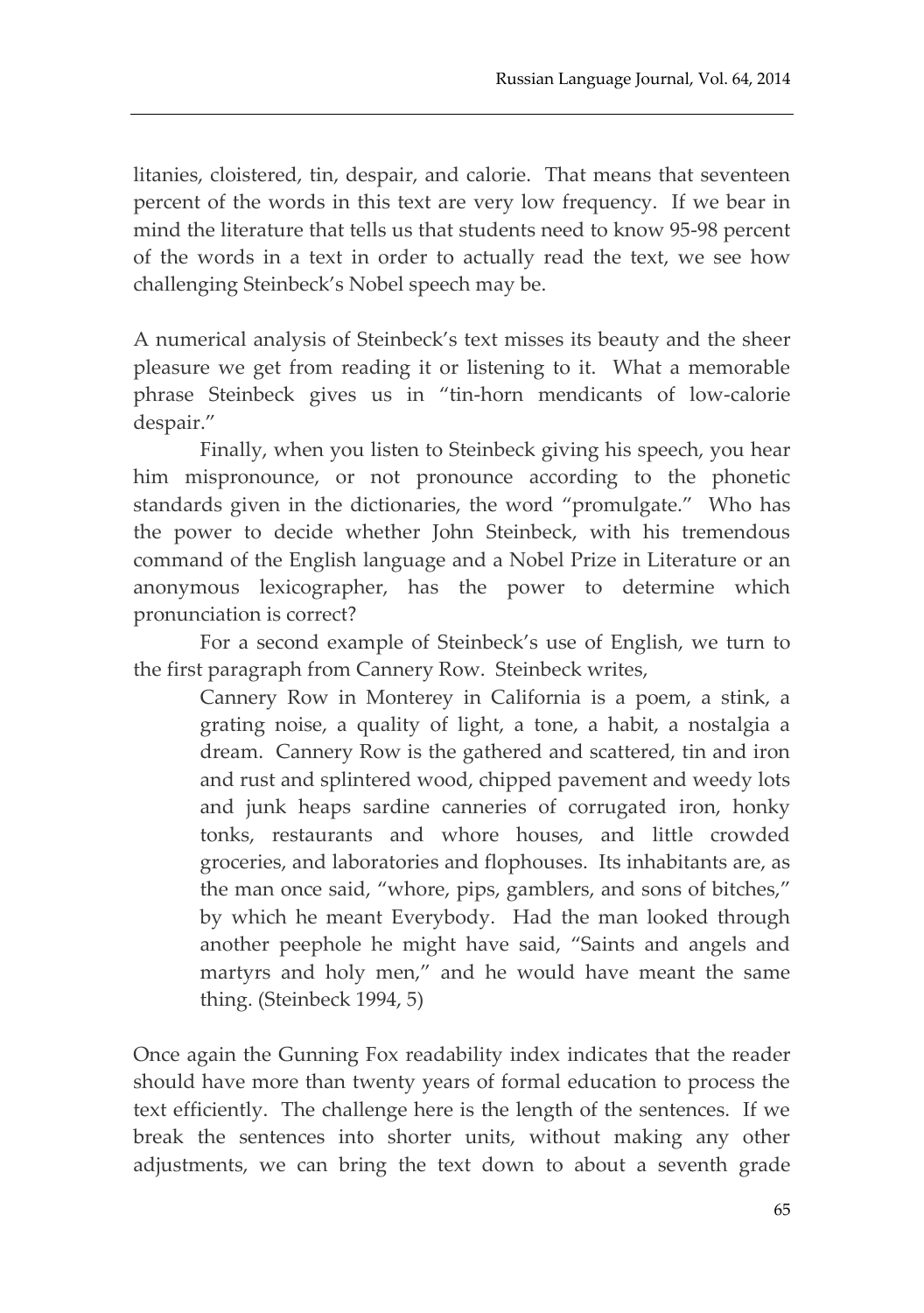litanies, cloistered, tin, despair, and calorie. That means that seventeen percent of the words in this text are very low frequency. If we bear in mind the literature that tells us that students need to know 95-98 percent of the words in a text in order to actually read the text, we see how challenging Steinbeck's Nobel speech may be.

A numerical analysis of Steinbeck's text misses its beauty and the sheer pleasure we get from reading it or listening to it. What a memorable phrase Steinbeck gives us in "tin-horn mendicants of low-calorie despair."

Finally, when you listen to Steinbeck giving his speech, you hear him mispronounce, or not pronounce according to the phonetic standards given in the dictionaries, the word "promulgate." Who has the power to decide whether John Steinbeck, with his tremendous command of the English language and a Nobel Prize in Literature or an anonymous lexicographer, has the power to determine which pronunciation is correct?

For a second example of Steinbeck's use of English, we turn to the first paragraph from Cannery Row. Steinbeck writes,

> Cannery Row in Monterey in California is a poem, a stink, a grating noise, a quality of light, a tone, a habit, a nostalgia a dream. Cannery Row is the gathered and scattered, tin and iron and rust and splintered wood, chipped pavement and weedy lots and junk heaps sardine canneries of corrugated iron, honky tonks, restaurants and whore houses, and little crowded groceries, and laboratories and flophouses. Its inhabitants are, as the man once said, "whore, pips, gamblers, and sons of bitches," by which he meant Everybody. Had the man looked through another peephole he might have said, "Saints and angels and martyrs and holy men," and he would have meant the same thing. (Steinbeck 1994, 5)

Once again the Gunning Fox readability index indicates that the reader should have more than twenty years of formal education to process the text efficiently. The challenge here is the length of the sentences. If we break the sentences into shorter units, without making any other adjustments, we can bring the text down to about a seventh grade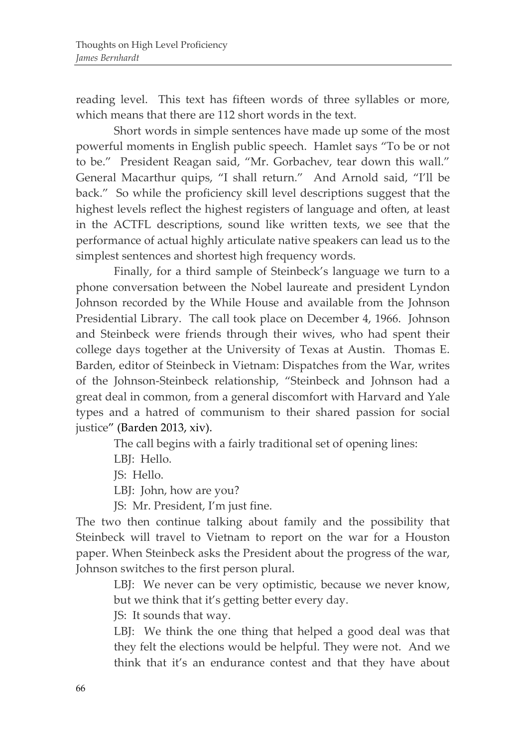reading level. This text has fifteen words of three syllables or more, which means that there are 112 short words in the text.

Short words in simple sentences have made up some of the most powerful moments in English public speech. Hamlet says "To be or not to be." President Reagan said, "Mr. Gorbachev, tear down this wall." General Macarthur quips, "I shall return." And Arnold said, "I'll be back." So while the proficiency skill level descriptions suggest that the highest levels reflect the highest registers of language and often, at least in the ACTFL descriptions, sound like written texts, we see that the performance of actual highly articulate native speakers can lead us to the simplest sentences and shortest high frequency words.

Finally, for a third sample of Steinbeck's language we turn to a phone conversation between the Nobel laureate and president Lyndon Johnson recorded by the While House and available from the Johnson Presidential Library. The call took place on December 4, 1966. Johnson and Steinbeck were friends through their wives, who had spent their college days together at the University of Texas at Austin. Thomas E. Barden, editor of Steinbeck in Vietnam: Dispatches from the War, writes of the Johnson-Steinbeck relationship, "Steinbeck and Johnson had a great deal in common, from a general discomfort with Harvard and Yale types and a hatred of communism to their shared passion for social justice" (Barden 2013, xiv).

The call begins with a fairly traditional set of opening lines:

LBJ: Hello.

JS: Hello.

LBJ: John, how are you?

JS: Mr. President, I'm just fine.

The two then continue talking about family and the possibility that Steinbeck will travel to Vietnam to report on the war for a Houston paper. When Steinbeck asks the President about the progress of the war, Johnson switches to the first person plural.

> LBJ: We never can be very optimistic, because we never know, but we think that it's getting better every day.
>
> JS: It sounds that way.
>
> LBJ: We think the one thing that helped a good deal was that they felt the elections would be helpful. They were not. And we think that it's an endurance contest and that they have about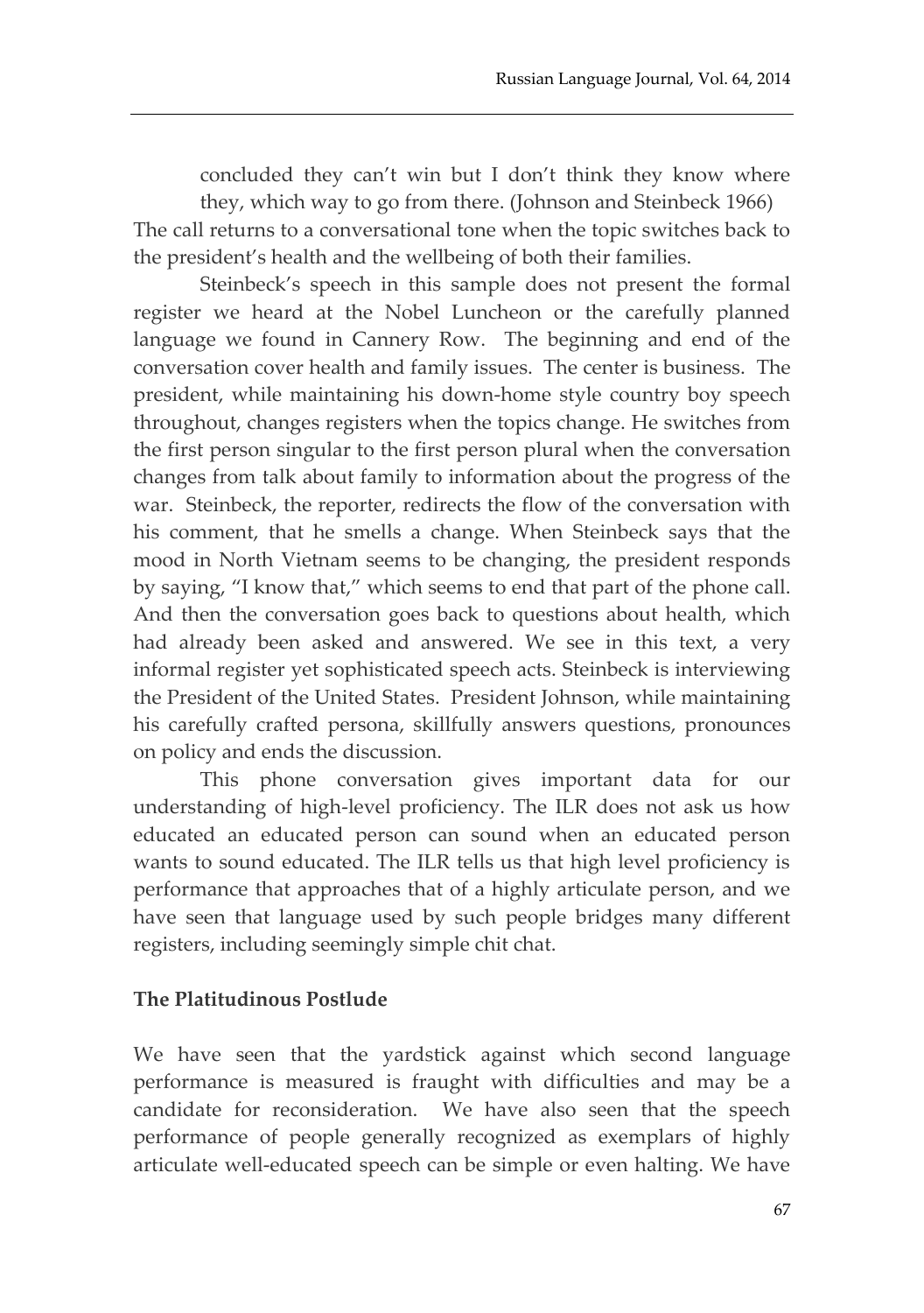concluded they can't win but I don't think they know where they, which way to go from there. (Johnson and Steinbeck 1966)

The call returns to a conversational tone when the topic switches back to the president's health and the wellbeing of both their families.

Steinbeck's speech in this sample does not present the formal register we heard at the Nobel Luncheon or the carefully planned language we found in Cannery Row. The beginning and end of the conversation cover health and family issues. The center is business. The president, while maintaining his down-home style country boy speech throughout, changes registers when the topics change. He switches from the first person singular to the first person plural when the conversation changes from talk about family to information about the progress of the war. Steinbeck, the reporter, redirects the flow of the conversation with his comment, that he smells a change. When Steinbeck says that the mood in North Vietnam seems to be changing, the president responds by saying, "I know that," which seems to end that part of the phone call. And then the conversation goes back to questions about health, which had already been asked and answered. We see in this text, a very informal register yet sophisticated speech acts. Steinbeck is interviewing the President of the United States. President Johnson, while maintaining his carefully crafted persona, skillfully answers questions, pronounces on policy and ends the discussion.

This phone conversation gives important data for our understanding of high-level proficiency. The ILR does not ask us how educated an educated person can sound when an educated person wants to sound educated. The ILR tells us that high level proficiency is performance that approaches that of a highly articulate person, and we have seen that language used by such people bridges many different registers, including seemingly simple chit chat.

## The Platitudinous Postlude

We have seen that the yardstick against which second language performance is measured is fraught with difficulties and may be a candidate for reconsideration. We have also seen that the speech performance of people generally recognized as exemplars of highly articulate well-educated speech can be simple or even halting. We have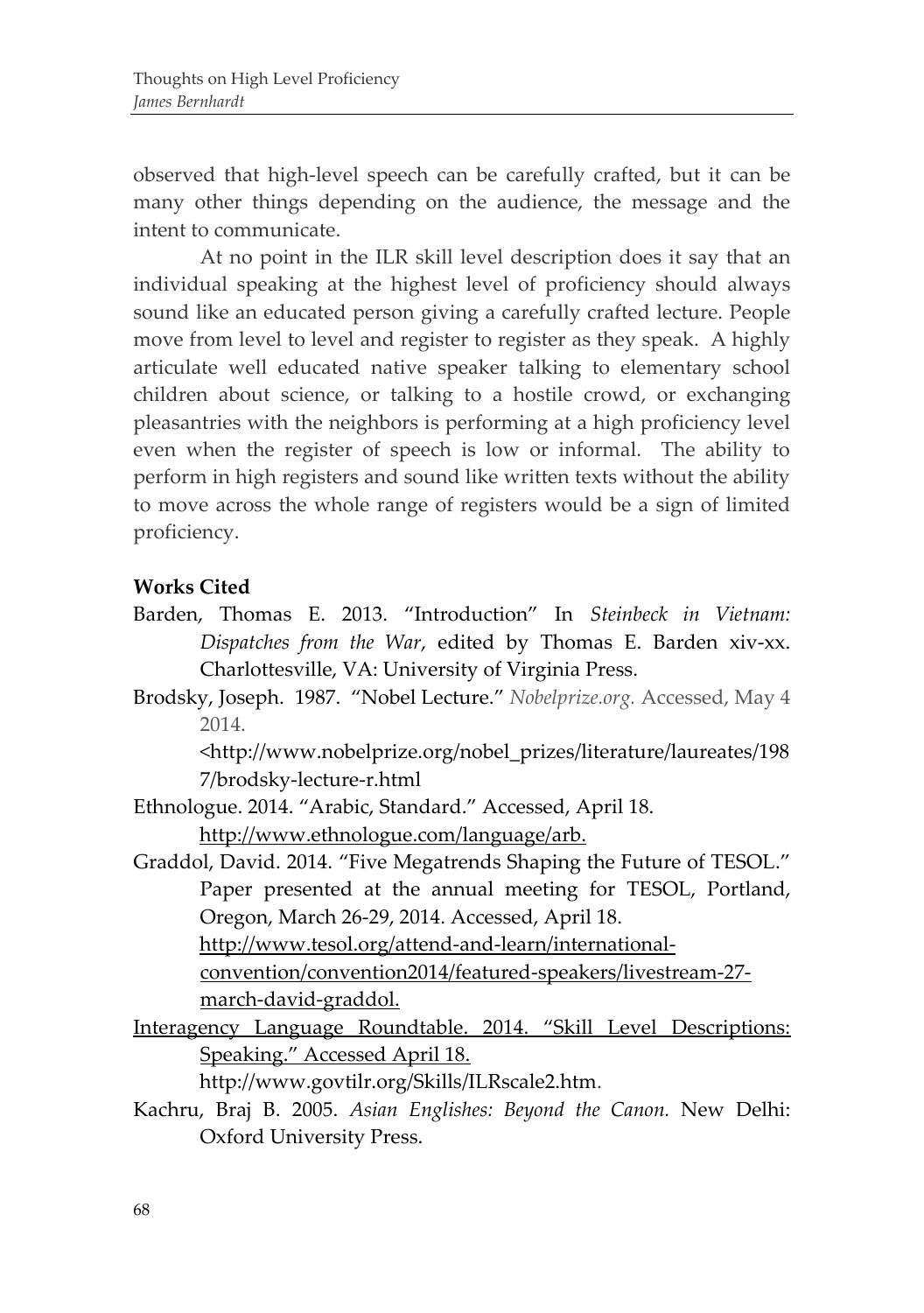observed that high-level speech can be carefully crafted, but it can be many other things depending on the audience, the message and the intent to communicate.

At no point in the ILR skill level description does it say that an individual speaking at the highest level of proficiency should always sound like an educated person giving a carefully crafted lecture. People move from level to level and register to register as they speak. A highly articulate well educated native speaker talking to elementary school children about science, or talking to a hostile crowd, or exchanging pleasantries with the neighbors is performing at a high proficiency level even when the register of speech is low or informal. The ability to perform in high registers and sound like written texts without the ability to move across the whole range of registers would be a sign of limited proficiency.

**Works Cited**

Barden, Thomas E. 2013. "Introduction" In *Steinbeck in Vietnam: Dispatches from the War*, edited by Thomas E. Barden xiv-xx. Charlottesville, VA: University of Virginia Press.

Brodsky, Joseph. 1987. "Nobel Lecture." *Nobelprize.org.* Accessed, May 4 2014. <http://www.nobelprize.org/nobel_prizes/literature/laureates/1987/brodsky-lecture-r.html

Ethnologue. 2014. "Arabic, Standard." Accessed, April 18. http://www.ethnologue.com/language/arb.

Graddol, David. 2014. "Five Megatrends Shaping the Future of TESOL." Paper presented at the annual meeting for TESOL, Portland, Oregon, March 26-29, 2014. Accessed, April 18. http://www.tesol.org/attend-and-learn/international-convention/convention2014/featured-speakers/livestream-27-march-david-graddol.

Interagency Language Roundtable. 2014. "Skill Level Descriptions: Speaking." Accessed April 18. http://www.govtilr.org/Skills/ILRscale2.htm.

Kachru, Braj B. 2005. *Asian Englishes: Beyond the Canon.* New Delhi: Oxford University Press.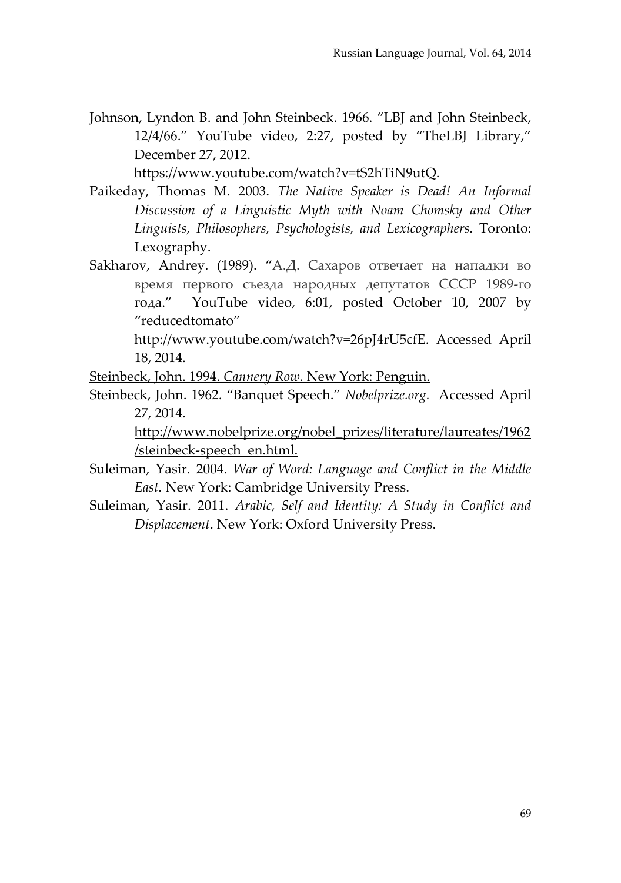Johnson, Lyndon B. and John Steinbeck. 1966. "LBJ and John Steinbeck, 12/4/66." YouTube video, 2:27, posted by "TheLBJ Library," December 27, 2012. https://www.youtube.com/watch?v=tS2hTiN9utQ.

Paikeday, Thomas M. 2003. *The Native Speaker is Dead! An Informal Discussion of a Linguistic Myth with Noam Chomsky and Other Linguists, Philosophers, Psychologists, and Lexicographers.* Toronto: Lexography.

Sakharov, Andrey. (1989). "А.Д. Сахаров отвечает на нападки во время первого съезда народных депутатов СССР 1989-го года." YouTube video, 6:01, posted October 10, 2007 by "reducedtomato" http://www.youtube.com/watch?v=26pJ4rU5cfE. Accessed April 18, 2014.

Steinbeck, John. 1994. *Cannery Row.* New York: Penguin.

Steinbeck, John. 1962. "Banquet Speech." *Nobelprize.org*. Accessed April 27, 2014. http://www.nobelprize.org/nobel_prizes/literature/laureates/1962/steinbeck-speech_en.html.

Suleiman, Yasir. 2004. *War of Word: Language and Conflict in the Middle East.* New York: Cambridge University Press.

Suleiman, Yasir. 2011. *Arabic, Self and Identity: A Study in Conflict and Displacement*. New York: Oxford University Press.